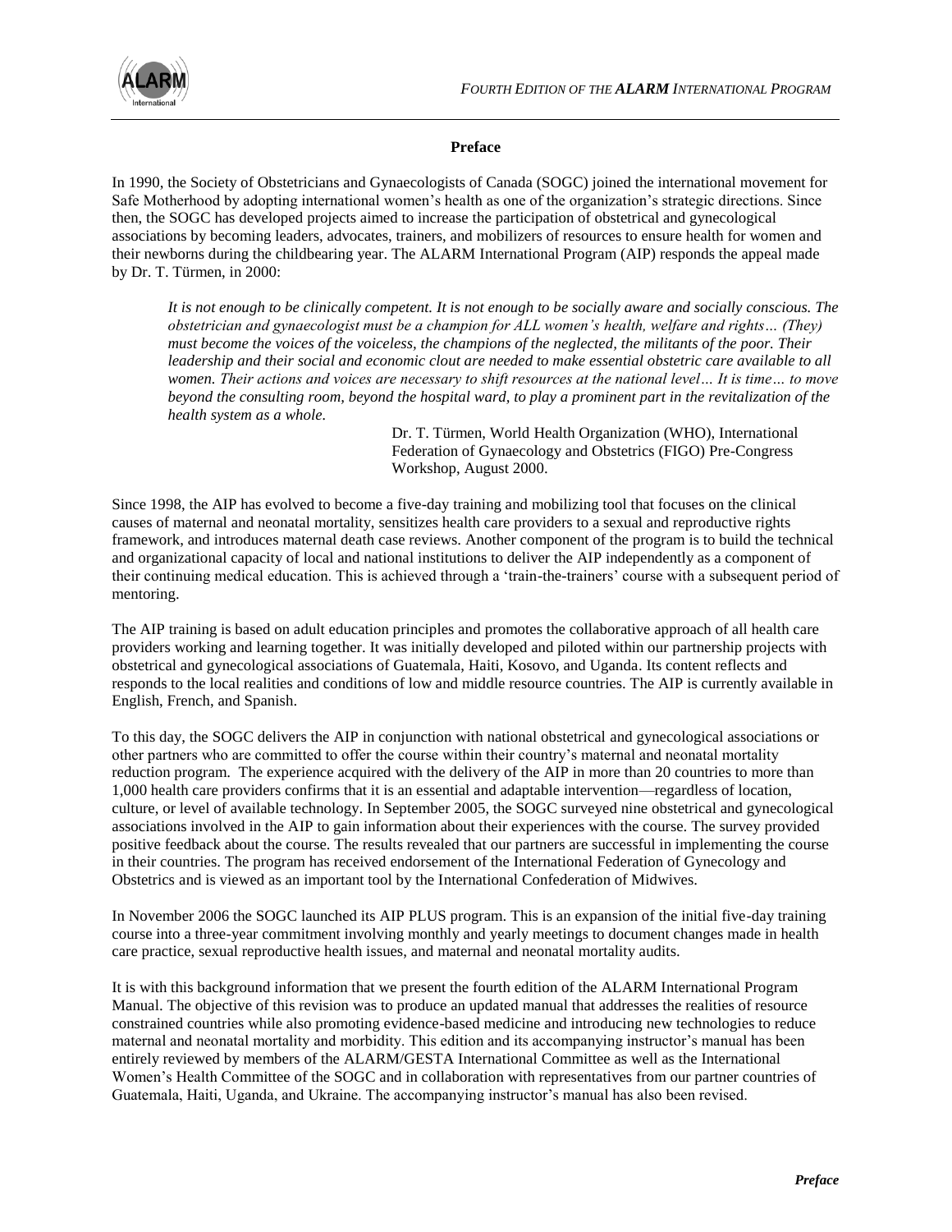## Preface

In 1990, the Society of Obstetricians and Gynaecologists of Canada (SOGC) joined the international movement for Safe Motherhood by adopting international women's health as one of the organization's strategic directions. Since then, the SOGC has developed projects aimed to increase the participation of obstetrical and gynecological associations by becoming leaders, advocates, trainers, and mobilizers of resources to ensure health for women and their newborns during the childbearing year. The ALARM International Program (AIP) responds the appeal made by Dr. T. Türmen, in 2000:

> *It is not enough to be clinically competent. It is not enough to be socially aware and socially conscious. The obstetrician and gynaecologist must be a champion for ALL women's health, welfare and rights… (They) must become the voices of the voiceless, the champions of the neglected, the militants of the poor. Their leadership and their social and economic clout are needed to make essential obstetric care available to all women. Their actions and voices are necessary to shift resources at the national level… It is time… to move beyond the consulting room, beyond the hospital ward, to play a prominent part in the revitalization of the health system as a whole.*
>
> Dr. T. Türmen, World Health Organization (WHO), International Federation of Gynaecology and Obstetrics (FIGO) Pre-Congress Workshop, August 2000.

Since 1998, the AIP has evolved to become a five-day training and mobilizing tool that focuses on the clinical causes of maternal and neonatal mortality, sensitizes health care providers to a sexual and reproductive rights framework, and introduces maternal death case reviews. Another component of the program is to build the technical and organizational capacity of local and national institutions to deliver the AIP independently as a component of their continuing medical education. This is achieved through a 'train-the-trainers' course with a subsequent period of mentoring.

The AIP training is based on adult education principles and promotes the collaborative approach of all health care providers working and learning together. It was initially developed and piloted within our partnership projects with obstetrical and gynecological associations of Guatemala, Haiti, Kosovo, and Uganda. Its content reflects and responds to the local realities and conditions of low and middle resource countries. The AIP is currently available in English, French, and Spanish.

To this day, the SOGC delivers the AIP in conjunction with national obstetrical and gynecological associations or other partners who are committed to offer the course within their country's maternal and neonatal mortality reduction program. The experience acquired with the delivery of the AIP in more than 20 countries to more than 1,000 health care providers confirms that it is an essential and adaptable intervention—regardless of location, culture, or level of available technology. In September 2005, the SOGC surveyed nine obstetrical and gynecological associations involved in the AIP to gain information about their experiences with the course. The survey provided positive feedback about the course. The results revealed that our partners are successful in implementing the course in their countries. The program has received endorsement of the International Federation of Gynecology and Obstetrics and is viewed as an important tool by the International Confederation of Midwives.

In November 2006 the SOGC launched its AIP PLUS program. This is an expansion of the initial five-day training course into a three-year commitment involving monthly and yearly meetings to document changes made in health care practice, sexual reproductive health issues, and maternal and neonatal mortality audits.

It is with this background information that we present the fourth edition of the ALARM International Program Manual. The objective of this revision was to produce an updated manual that addresses the realities of resource constrained countries while also promoting evidence-based medicine and introducing new technologies to reduce maternal and neonatal mortality and morbidity. This edition and its accompanying instructor's manual has been entirely reviewed by members of the ALARM/GESTA International Committee as well as the International Women's Health Committee of the SOGC and in collaboration with representatives from our partner countries of Guatemala, Haiti, Uganda, and Ukraine. The accompanying instructor's manual has also been revised.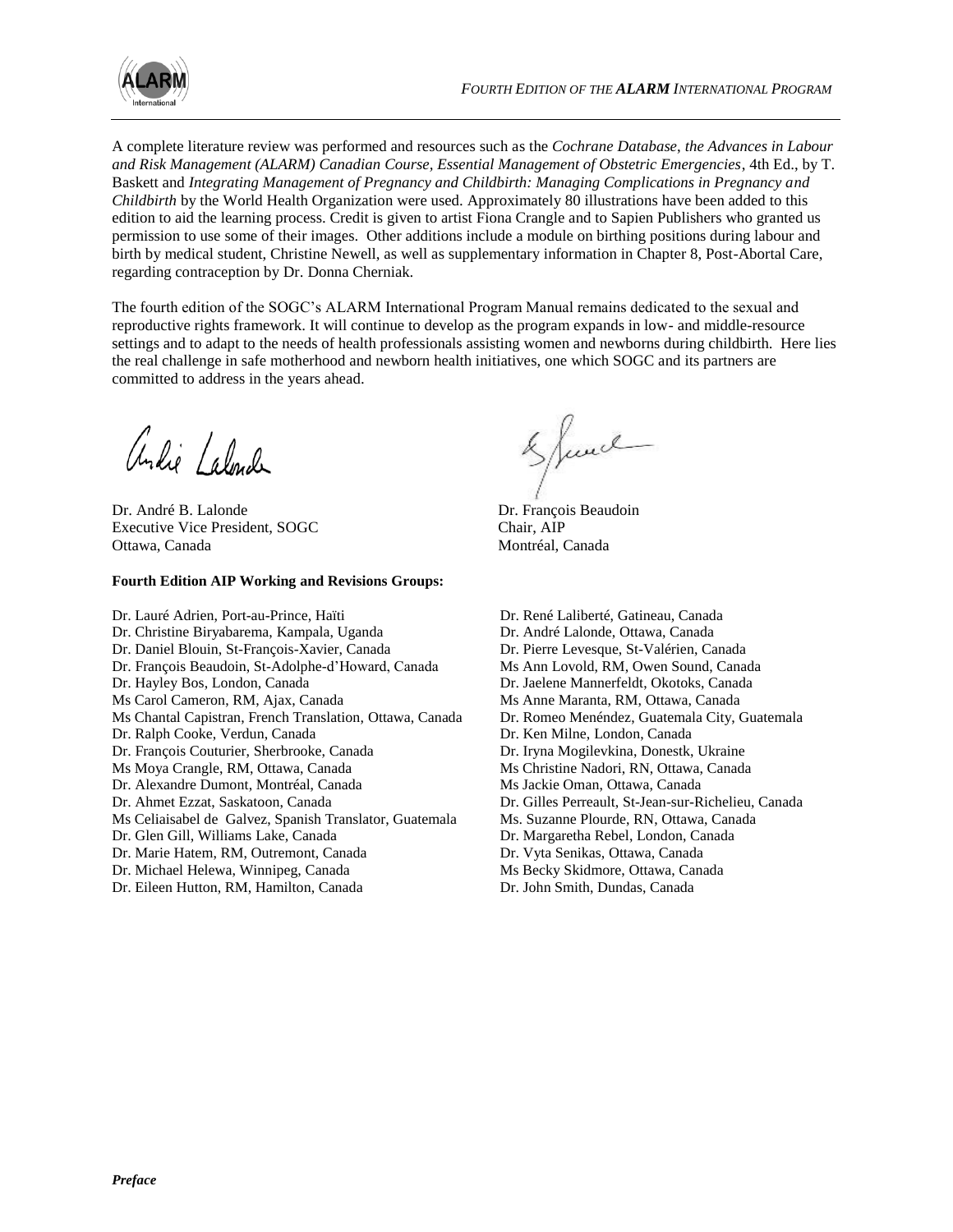A complete literature review was performed and resources such as the *Cochrane Database*, *the Advances in Labour and Risk Management (ALARM) Canadian Course, Essential Management of Obstetric Emergencies*, 4th Ed., by T. Baskett and *Integrating Management of Pregnancy and Childbirth: Managing Complications in Pregnancy and Childbirth* by the World Health Organization were used. Approximately 80 illustrations have been added to this edition to aid the learning process. Credit is given to artist Fiona Crangle and to Sapien Publishers who granted us permission to use some of their images. Other additions include a module on birthing positions during labour and birth by medical student, Christine Newell, as well as supplementary information in Chapter 8, Post-Abortal Care, regarding contraception by Dr. Donna Cherniak.

The fourth edition of the SOGC's ALARM International Program Manual remains dedicated to the sexual and reproductive rights framework. It will continue to develop as the program expands in low- and middle-resource settings and to adapt to the needs of health professionals assisting women and newborns during childbirth. Here lies the real challenge in safe motherhood and newborn health initiatives, one which SOGC and its partners are committed to address in the years ahead.

Dr. André B. Lalonde
Executive Vice President, SOGC
Ottawa, Canada

Dr. François Beaudoin
Chair, AIP
Montréal, Canada

**Fourth Edition AIP Working and Revisions Groups:**

Dr. Lauré Adrien, Port-au-Prince, Haïti
Dr. Christine Biryabarema, Kampala, Uganda
Dr. Daniel Blouin, St-François-Xavier, Canada
Dr. François Beaudoin, St-Adolphe-d'Howard, Canada
Dr. Hayley Bos, London, Canada
Ms Carol Cameron, RM, Ajax, Canada
Ms Chantal Capistran, French Translation, Ottawa, Canada
Dr. Ralph Cooke, Verdun, Canada
Dr. François Couturier, Sherbrooke, Canada
Ms Moya Crangle, RM, Ottawa, Canada
Dr. Alexandre Dumont, Montréal, Canada
Dr. Ahmet Ezzat, Saskatoon, Canada
Ms Celiaisabel de Galvez, Spanish Translator, Guatemala
Dr. Glen Gill, Williams Lake, Canada
Dr. Marie Hatem, RM, Outremont, Canada
Dr. Michael Helewa, Winnipeg, Canada
Dr. Eileen Hutton, RM, Hamilton, Canada
Dr. René Laliberté, Gatineau, Canada
Dr. André Lalonde, Ottawa, Canada
Dr. Pierre Levesque, St-Valérien, Canada
Ms Ann Lovold, RM, Owen Sound, Canada
Dr. Jaelene Mannerfeldt, Okotoks, Canada
Ms Anne Maranta, RM, Ottawa, Canada
Dr. Romeo Menéndez, Guatemala City, Guatemala
Dr. Ken Milne, London, Canada
Dr. Iryna Mogilevkina, Donestk, Ukraine
Ms Christine Nadori, RN, Ottawa, Canada
Ms Jackie Oman, Ottawa, Canada
Dr. Gilles Perreault, St-Jean-sur-Richelieu, Canada
Ms. Suzanne Plourde, RN, Ottawa, Canada
Dr. Margaretha Rebel, London, Canada
Dr. Vyta Senikas, Ottawa, Canada
Ms Becky Skidmore, Ottawa, Canada
Dr. John Smith, Dundas, Canada